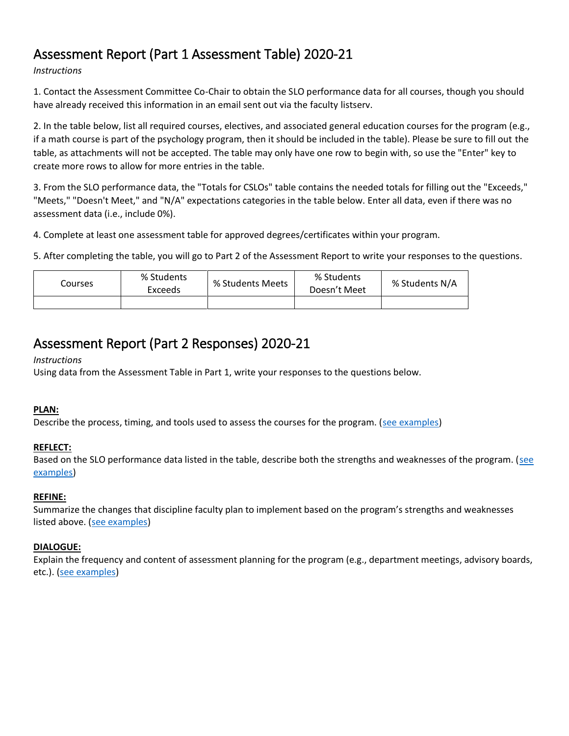# Assessment Report (Part 1 Assessment Table) 2020-21

*Instructions*

1. Contact the Assessment Committee Co-Chair to obtain the SLO performance data for all courses, though you should have already received this information in an email sent out via the faculty listserv.

2. In the table below, list all required courses, electives, and associated general education courses for the program (e.g., if a math course is part of the psychology program, then it should be included in the table). Please be sure to fill out the table, as attachments will not be accepted. The table may only have one row to begin with, so use the "Enter" key to create more rows to allow for more entries in the table.

3. From the SLO performance data, the "Totals for CSLOs" table contains the needed totals for filling out the "Exceeds," "Meets," "Doesn't Meet," and "N/A" expectations categories in the table below. Enter all data, even if there was no assessment data (i.e., include 0%).

4. Complete at least one assessment table for approved degrees/certificates within your program.

5. After completing the table, you will go to Part 2 of the Assessment Report to write your responses to the questions.

| Courses | % Students Exceeds | % Students Meets | % Students Doesn't Meet | % Students N/A |
|---|---|---|---|---|
| | | | | |

# Assessment Report (Part 2 Responses) 2020-21

*Instructions*

Using data from the Assessment Table in Part 1, write your responses to the questions below.

**PLAN:**

Describe the process, timing, and tools used to assess the courses for the program. (see examples)

**REFLECT:**

Based on the SLO performance data listed in the table, describe both the strengths and weaknesses of the program. (see examples)

**REFINE:**

Summarize the changes that discipline faculty plan to implement based on the program's strengths and weaknesses listed above. (see examples)

**DIALOGUE:**

Explain the frequency and content of assessment planning for the program (e.g., department meetings, advisory boards, etc.). (see examples)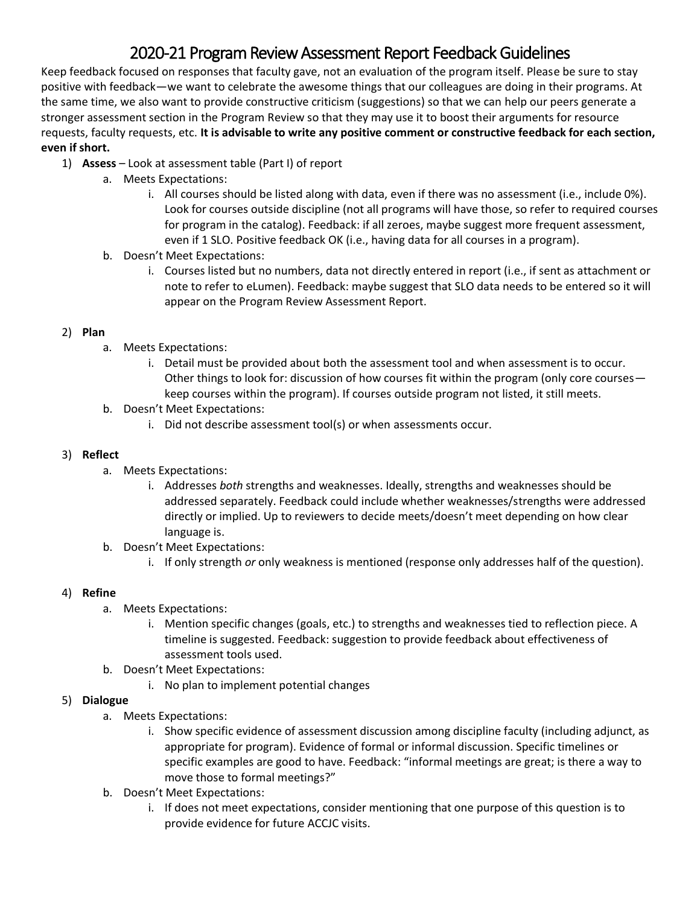# 2020-21 Program Review Assessment Report Feedback Guidelines

Keep feedback focused on responses that faculty gave, not an evaluation of the program itself. Please be sure to stay positive with feedback—we want to celebrate the awesome things that our colleagues are doing in their programs. At the same time, we also want to provide constructive criticism (suggestions) so that we can help our peers generate a stronger assessment section in the Program Review so that they may use it to boost their arguments for resource requests, faculty requests, etc. **It is advisable to write any positive comment or constructive feedback for each section, even if short.**

1) **Assess** – Look at assessment table (Part I) of report
   a. Meets Expectations:
      i. All courses should be listed along with data, even if there was no assessment (i.e., include 0%). Look for courses outside discipline (not all programs will have those, so refer to required courses for program in the catalog). Feedback: if all zeroes, maybe suggest more frequent assessment, even if 1 SLO. Positive feedback OK (i.e., having data for all courses in a program).
   b. Doesn't Meet Expectations:
      i. Courses listed but no numbers, data not directly entered in report (i.e., if sent as attachment or note to refer to eLumen). Feedback: maybe suggest that SLO data needs to be entered so it will appear on the Program Review Assessment Report.

2) **Plan**
   a. Meets Expectations:
      i. Detail must be provided about both the assessment tool and when assessment is to occur. Other things to look for: discussion of how courses fit within the program (only core courses—keep courses within the program). If courses outside program not listed, it still meets.
   b. Doesn't Meet Expectations:
      i. Did not describe assessment tool(s) or when assessments occur.

3) **Reflect**
   a. Meets Expectations:
      i. Addresses *both* strengths and weaknesses. Ideally, strengths and weaknesses should be addressed separately. Feedback could include whether weaknesses/strengths were addressed directly or implied. Up to reviewers to decide meets/doesn't meet depending on how clear language is.
   b. Doesn't Meet Expectations:
      i. If only strength *or* only weakness is mentioned (response only addresses half of the question).

4) **Refine**
   a. Meets Expectations:
      i. Mention specific changes (goals, etc.) to strengths and weaknesses tied to reflection piece. A timeline is suggested. Feedback: suggestion to provide feedback about effectiveness of assessment tools used.
   b. Doesn't Meet Expectations:
      i. No plan to implement potential changes

5) **Dialogue**
   a. Meets Expectations:
      i. Show specific evidence of assessment discussion among discipline faculty (including adjunct, as appropriate for program). Evidence of formal or informal discussion. Specific timelines or specific examples are good to have. Feedback: "informal meetings are great; is there a way to move those to formal meetings?"
   b. Doesn't Meet Expectations:
      i. If does not meet expectations, consider mentioning that one purpose of this question is to provide evidence for future ACCJC visits.